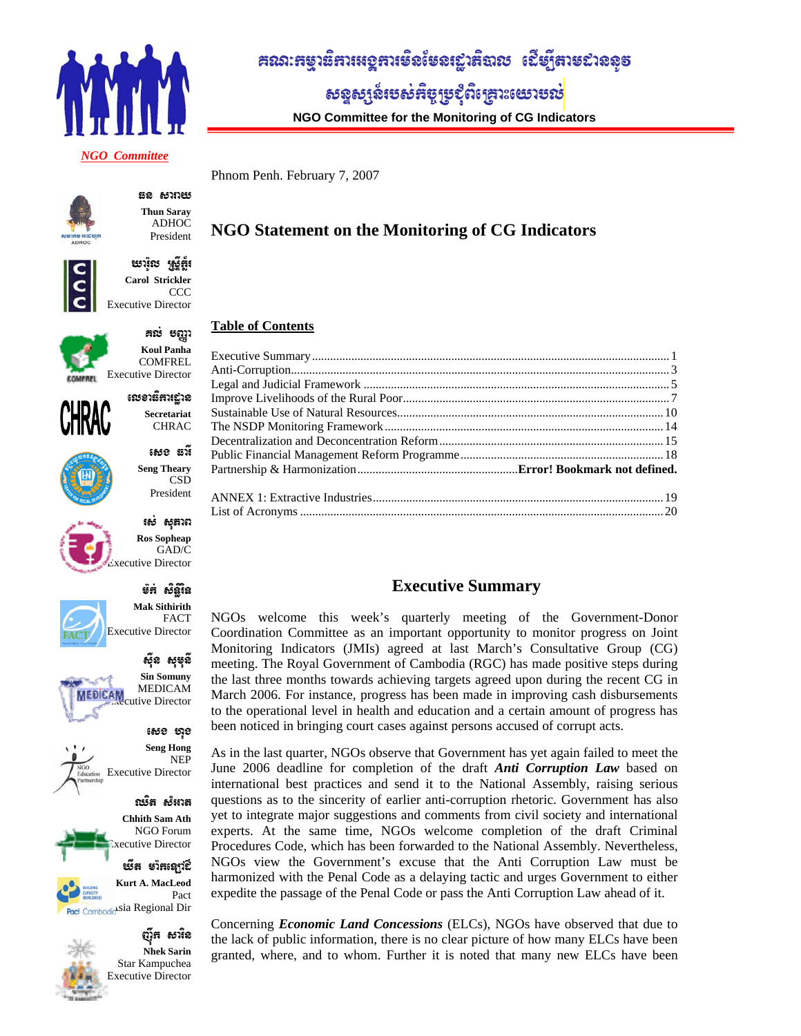គណៈកម្មាធិការអង្គការមិនមែនរដ្ឋាភិបាល ដើម្បីតាមដានសូចនាករ

សន្និសីទអ្នកផ្តល់ជំនួយ

**NGO Committee for the Monitoring of CG Indicators**

*NGO Committee*

ធុន សារាយ
**Thun Saray**
ADHOC
President

យ៉ារ៉ុល ស្ទ្រីក្លឺរ
**Carol Strickler**
CCC
Executive Director

គល់ បញ្ញា
**Koul Panha**
COMFREL
Executive Director

លេខាធិការដ្ឋាន
**Secretariat**
CHRAC

សេង ធារី
**Seng Theary**
CSD
President

រស់ សុភាព
**Ros Sopheap**
GAD/C
Executive Director

ម៉ក់ សិទ្ធិរិទ្ធ
**Mak Sithirith**
FACT
Executive Director

ស៊ីន សុមុនី
**Sin Somuny**
MEDICAM
Executive Director

សេង ហុង
**Seng Hong**
NEP
Executive Director

ឈិត សំអាត
**Chhith Sam Ath**
NGO Forum
Executive Director

ឃើត ម៉ាកឡេដ
**Kurt A. MacLeod**
Pact
Asia Regional Dir

ញ៉ែក សារិន
**Nhek Sarin**
Star Kampuchea
Executive Director

Phnom Penh. February 7, 2007

# NGO Statement on the Monitoring of CG Indicators

## Table of Contents

Executive Summary .......... 1
Anti-Corruption .......... 3
Legal and Judicial Framework .......... 5
Improve Livelihoods of the Rural Poor .......... 7
Sustainable Use of Natural Resources .......... 10
The NSDP Monitoring Framework .......... 14
Decentralization and Deconcentration Reform .......... 15
Public Financial Management Reform Programme .......... 18
Partnership & Harmonization .......... **Error! Bookmark not defined.**

ANNEX 1: Extractive Industries .......... 19
List of Acronyms .......... 20

## Executive Summary

NGOs welcome this week's quarterly meeting of the Government-Donor Coordination Committee as an important opportunity to monitor progress on Joint Monitoring Indicators (JMIs) agreed at last March's Consultative Group (CG) meeting. The Royal Government of Cambodia (RGC) has made positive steps during the last three months towards achieving targets agreed upon during the recent CG in March 2006. For instance, progress has been made in improving cash disbursements to the operational level in health and education and a certain amount of progress has been noticed in bringing court cases against persons accused of corrupt acts.

As in the last quarter, NGOs observe that Government has yet again failed to meet the June 2006 deadline for completion of the draft ***Anti Corruption Law*** based on international best practices and send it to the National Assembly, raising serious questions as to the sincerity of earlier anti-corruption rhetoric. Government has also yet to integrate major suggestions and comments from civil society and international experts. At the same time, NGOs welcome completion of the draft Criminal Procedures Code, which has been forwarded to the National Assembly. Nevertheless, NGOs view the Government's excuse that the Anti Corruption Law must be harmonized with the Penal Code as a delaying tactic and urges Government to either expedite the passage of the Penal Code or pass the Anti Corruption Law ahead of it.

Concerning ***Economic Land Concessions*** (ELCs), NGOs have observed that due to the lack of public information, there is no clear picture of how many ELCs have been granted, where, and to whom. Further it is noted that many new ELCs have been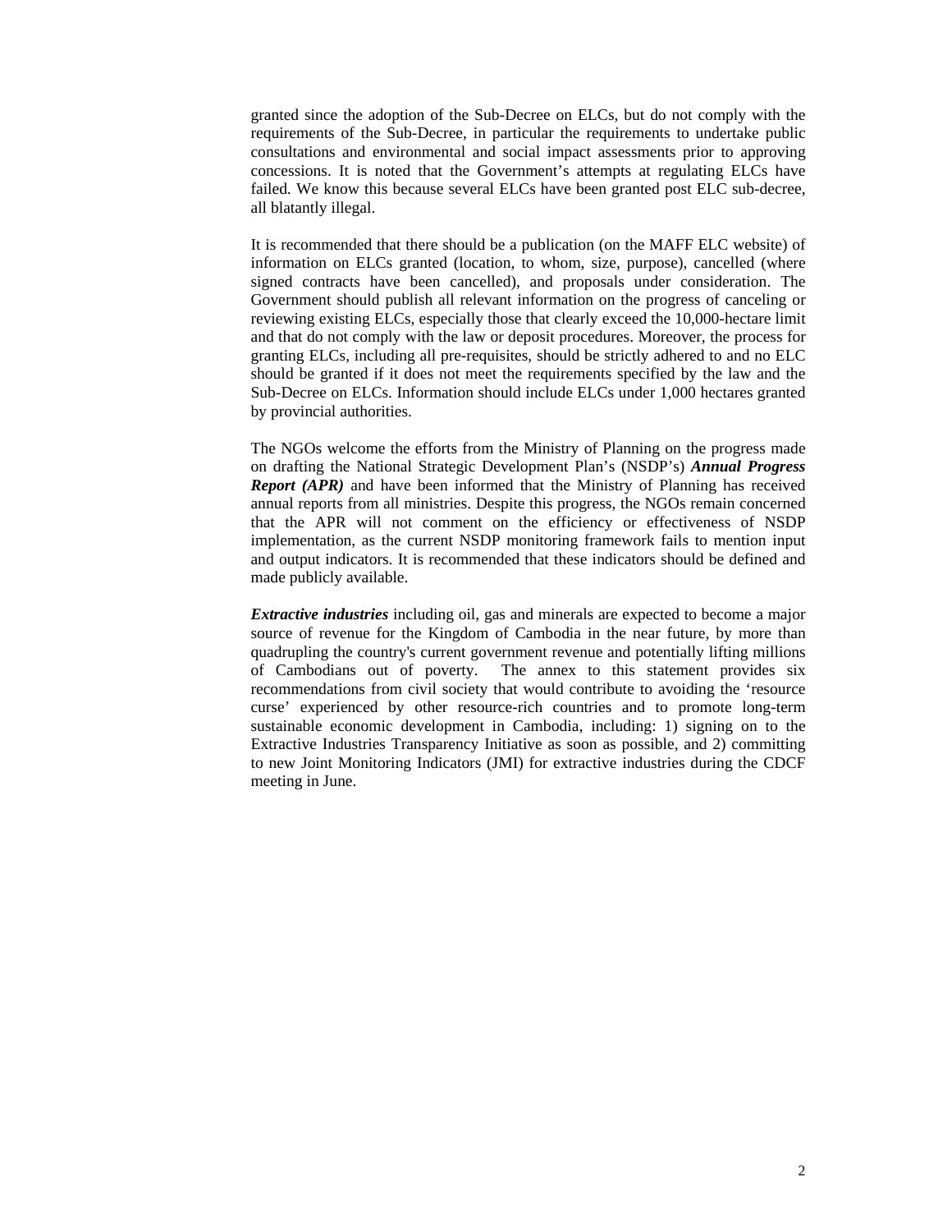granted since the adoption of the Sub-Decree on ELCs, but do not comply with the requirements of the Sub-Decree, in particular the requirements to undertake public consultations and environmental and social impact assessments prior to approving concessions. It is noted that the Government's attempts at regulating ELCs have failed. We know this because several ELCs have been granted post ELC sub-decree, all blatantly illegal.

It is recommended that there should be a publication (on the MAFF ELC website) of information on ELCs granted (location, to whom, size, purpose), cancelled (where signed contracts have been cancelled), and proposals under consideration. The Government should publish all relevant information on the progress of canceling or reviewing existing ELCs, especially those that clearly exceed the 10,000-hectare limit and that do not comply with the law or deposit procedures. Moreover, the process for granting ELCs, including all pre-requisites, should be strictly adhered to and no ELC should be granted if it does not meet the requirements specified by the law and the Sub-Decree on ELCs. Information should include ELCs under 1,000 hectares granted by provincial authorities.

The NGOs welcome the efforts from the Ministry of Planning on the progress made on drafting the National Strategic Development Plan's (NSDP's) ***Annual Progress Report (APR)*** and have been informed that the Ministry of Planning has received annual reports from all ministries. Despite this progress, the NGOs remain concerned that the APR will not comment on the efficiency or effectiveness of NSDP implementation, as the current NSDP monitoring framework fails to mention input and output indicators. It is recommended that these indicators should be defined and made publicly available.

***Extractive industries*** including oil, gas and minerals are expected to become a major source of revenue for the Kingdom of Cambodia in the near future, by more than quadrupling the country's current government revenue and potentially lifting millions of Cambodians out of poverty. The annex to this statement provides six recommendations from civil society that would contribute to avoiding the 'resource curse' experienced by other resource-rich countries and to promote long-term sustainable economic development in Cambodia, including: 1) signing on to the Extractive Industries Transparency Initiative as soon as possible, and 2) committing to new Joint Monitoring Indicators (JMI) for extractive industries during the CDCF meeting in June.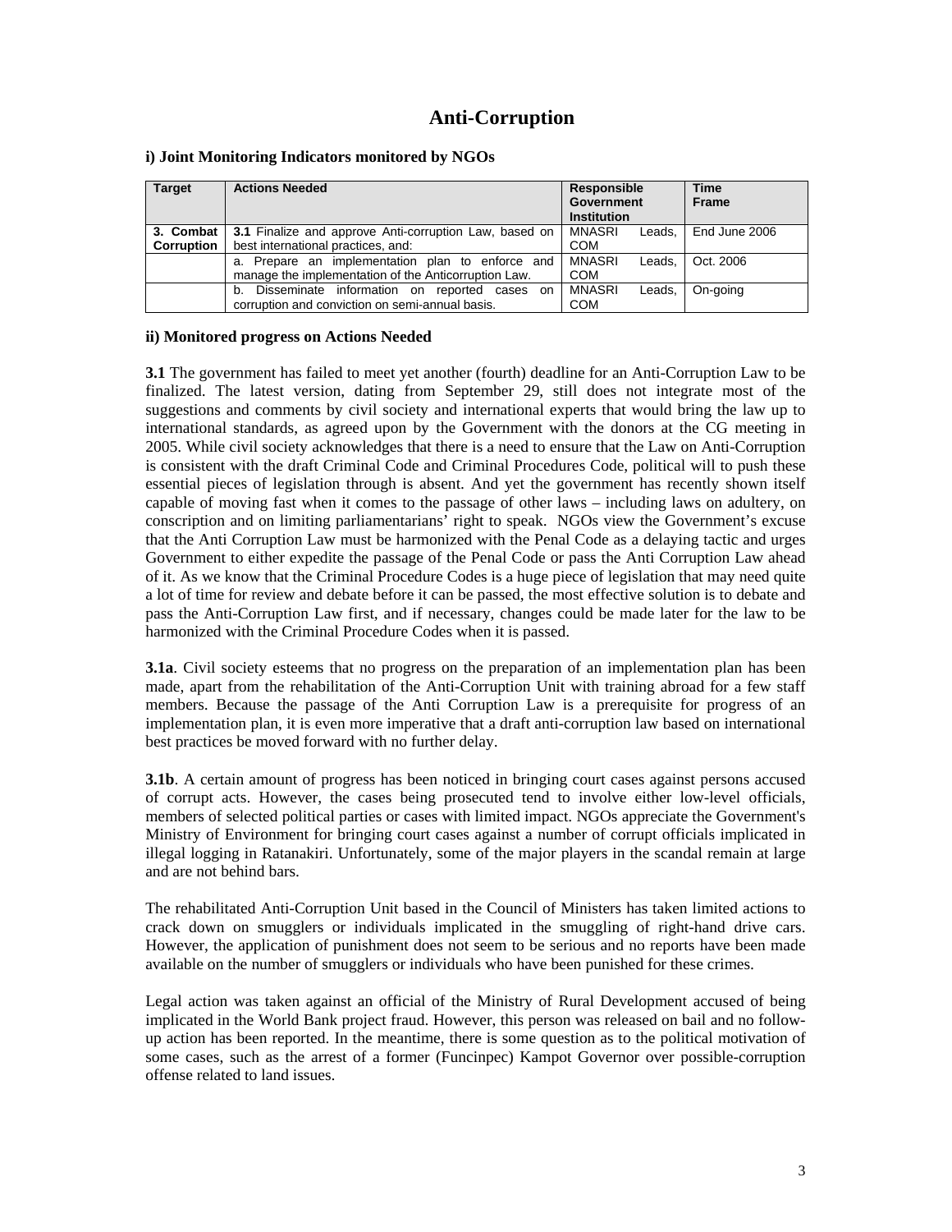# Anti-Corruption

### i) Joint Monitoring Indicators monitored by NGOs

| Target | Actions Needed | Responsible Government Institution | Time Frame |
|---|---|---|---|
| **3. Combat Corruption** | **3.1** Finalize and approve Anti-corruption Law, based on best international practices, and: | MNASRI Leads, COM | End June 2006 |
| | a. Prepare an implementation plan to enforce and manage the implementation of the Anticorruption Law. | MNASRI Leads, COM | Oct. 2006 |
| | b. Disseminate information on reported cases on corruption and conviction on semi-annual basis. | MNASRI Leads, COM | On-going |

### ii) Monitored progress on Actions Needed

**3.1** The government has failed to meet yet another (fourth) deadline for an Anti-Corruption Law to be finalized. The latest version, dating from September 29, still does not integrate most of the suggestions and comments by civil society and international experts that would bring the law up to international standards, as agreed upon by the Government with the donors at the CG meeting in 2005. While civil society acknowledges that there is a need to ensure that the Law on Anti-Corruption is consistent with the draft Criminal Code and Criminal Procedures Code, political will to push these essential pieces of legislation through is absent. And yet the government has recently shown itself capable of moving fast when it comes to the passage of other laws – including laws on adultery, on conscription and on limiting parliamentarians' right to speak. NGOs view the Government's excuse that the Anti Corruption Law must be harmonized with the Penal Code as a delaying tactic and urges Government to either expedite the passage of the Penal Code or pass the Anti Corruption Law ahead of it. As we know that the Criminal Procedure Codes is a huge piece of legislation that may need quite a lot of time for review and debate before it can be passed, the most effective solution is to debate and pass the Anti-Corruption Law first, and if necessary, changes could be made later for the law to be harmonized with the Criminal Procedure Codes when it is passed.

**3.1a**. Civil society esteems that no progress on the preparation of an implementation plan has been made, apart from the rehabilitation of the Anti-Corruption Unit with training abroad for a few staff members. Because the passage of the Anti Corruption Law is a prerequisite for progress of an implementation plan, it is even more imperative that a draft anti-corruption law based on international best practices be moved forward with no further delay.

**3.1b**. A certain amount of progress has been noticed in bringing court cases against persons accused of corrupt acts. However, the cases being prosecuted tend to involve either low-level officials, members of selected political parties or cases with limited impact. NGOs appreciate the Government's Ministry of Environment for bringing court cases against a number of corrupt officials implicated in illegal logging in Ratanakiri. Unfortunately, some of the major players in the scandal remain at large and are not behind bars.

The rehabilitated Anti-Corruption Unit based in the Council of Ministers has taken limited actions to crack down on smugglers or individuals implicated in the smuggling of right-hand drive cars. However, the application of punishment does not seem to be serious and no reports have been made available on the number of smugglers or individuals who have been punished for these crimes.

Legal action was taken against an official of the Ministry of Rural Development accused of being implicated in the World Bank project fraud. However, this person was released on bail and no follow-up action has been reported. In the meantime, there is some question as to the political motivation of some cases, such as the arrest of a former (Funcinpec) Kampot Governor over possible-corruption offense related to land issues.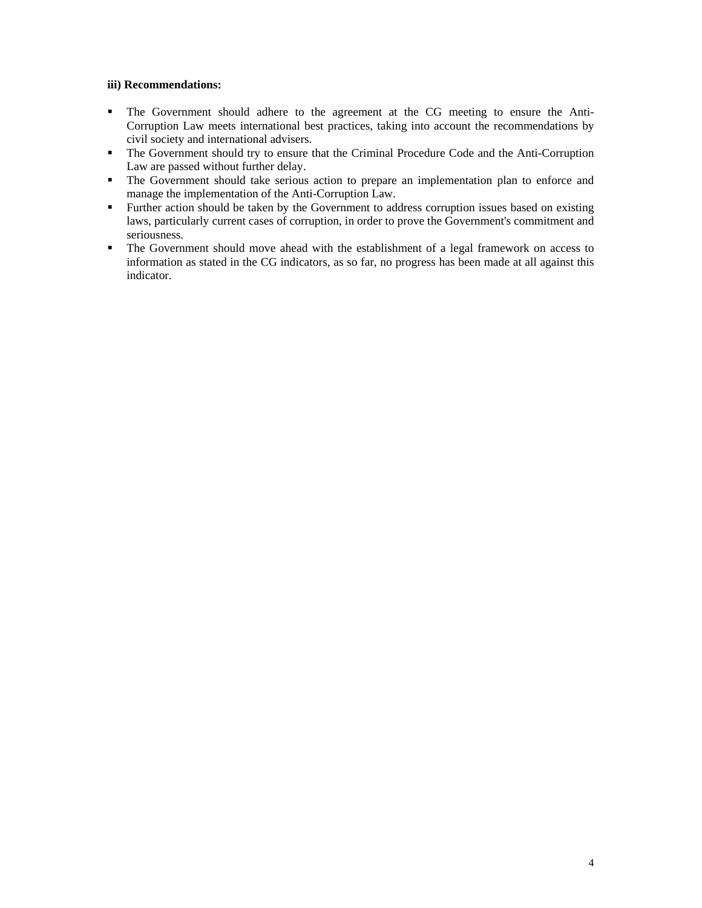**iii) Recommendations:**

- The Government should adhere to the agreement at the CG meeting to ensure the Anti-Corruption Law meets international best practices, taking into account the recommendations by civil society and international advisers.
- The Government should try to ensure that the Criminal Procedure Code and the Anti-Corruption Law are passed without further delay.
- The Government should take serious action to prepare an implementation plan to enforce and manage the implementation of the Anti-Corruption Law.
- Further action should be taken by the Government to address corruption issues based on existing laws, particularly current cases of corruption, in order to prove the Government's commitment and seriousness.
- The Government should move ahead with the establishment of a legal framework on access to information as stated in the CG indicators, as so far, no progress has been made at all against this indicator.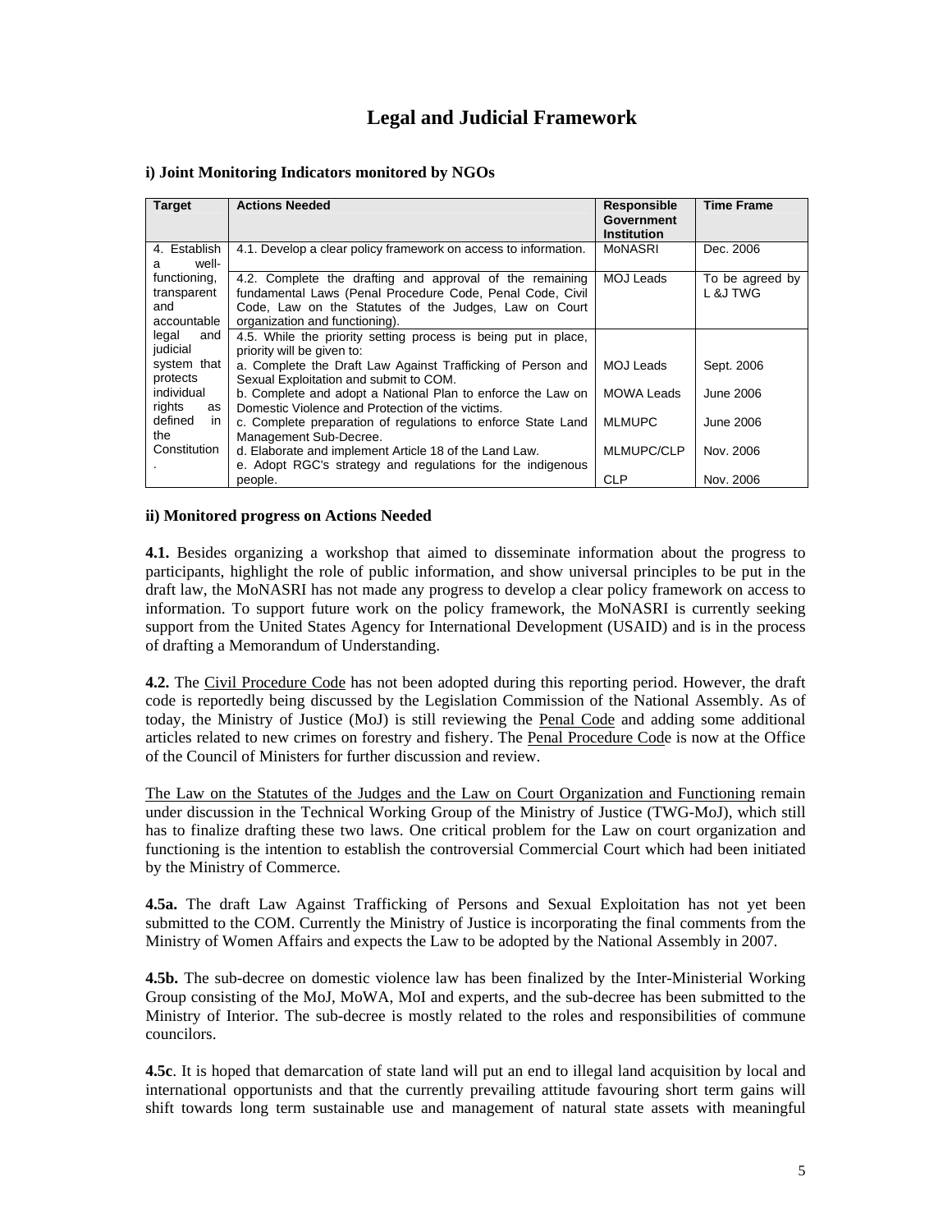# Legal and Judicial Framework

### i) Joint Monitoring Indicators monitored by NGOs

| Target | Actions Needed | Responsible Government Institution | Time Frame |
|---|---|---|---|
| 4. Establish a well-functioning, transparent and accountable legal and judicial system that protects individual rights as defined in the Constitution. | 4.1. Develop a clear policy framework on access to information. | MoNASRI | Dec. 2006 |
| | 4.2. Complete the drafting and approval of the remaining fundamental Laws (Penal Procedure Code, Penal Code, Civil Code, Law on the Statutes of the Judges, Law on Court organization and functioning). | MOJ Leads | To be agreed by L &J TWG |
| | 4.5. While the priority setting process is being put in place, priority will be given to: | | |
| | a. Complete the Draft Law Against Trafficking of Person and Sexual Exploitation and submit to COM. | MOJ Leads | Sept. 2006 |
| | b. Complete and adopt a National Plan to enforce the Law on Domestic Violence and Protection of the victims. | MOWA Leads | June 2006 |
| | c. Complete preparation of regulations to enforce State Land Management Sub-Decree. | MLMUPC | June 2006 |
| | d. Elaborate and implement Article 18 of the Land Law. | MLMUPC/CLP | Nov. 2006 |
| | e. Adopt RGC's strategy and regulations for the indigenous people. | CLP | Nov. 2006 |

### ii) Monitored progress on Actions Needed

**4.1.** Besides organizing a workshop that aimed to disseminate information about the progress to participants, highlight the role of public information, and show universal principles to be put in the draft law, the MoNASRI has not made any progress to develop a clear policy framework on access to information. To support future work on the policy framework, the MoNASRI is currently seeking support from the United States Agency for International Development (USAID) and is in the process of drafting a Memorandum of Understanding.

**4.2.** The Civil Procedure Code has not been adopted during this reporting period. However, the draft code is reportedly being discussed by the Legislation Commission of the National Assembly. As of today, the Ministry of Justice (MoJ) is still reviewing the Penal Code and adding some additional articles related to new crimes on forestry and fishery. The Penal Procedure Code is now at the Office of the Council of Ministers for further discussion and review.

The Law on the Statutes of the Judges and the Law on Court Organization and Functioning remain under discussion in the Technical Working Group of the Ministry of Justice (TWG-MoJ), which still has to finalize drafting these two laws. One critical problem for the Law on court organization and functioning is the intention to establish the controversial Commercial Court which had been initiated by the Ministry of Commerce.

**4.5a.** The draft Law Against Trafficking of Persons and Sexual Exploitation has not yet been submitted to the COM. Currently the Ministry of Justice is incorporating the final comments from the Ministry of Women Affairs and expects the Law to be adopted by the National Assembly in 2007.

**4.5b.** The sub-decree on domestic violence law has been finalized by the Inter-Ministerial Working Group consisting of the MoJ, MoWA, MoI and experts, and the sub-decree has been submitted to the Ministry of Interior. The sub-decree is mostly related to the roles and responsibilities of commune councilors.

**4.5c**. It is hoped that demarcation of state land will put an end to illegal land acquisition by local and international opportunists and that the currently prevailing attitude favouring short term gains will shift towards long term sustainable use and management of natural state assets with meaningful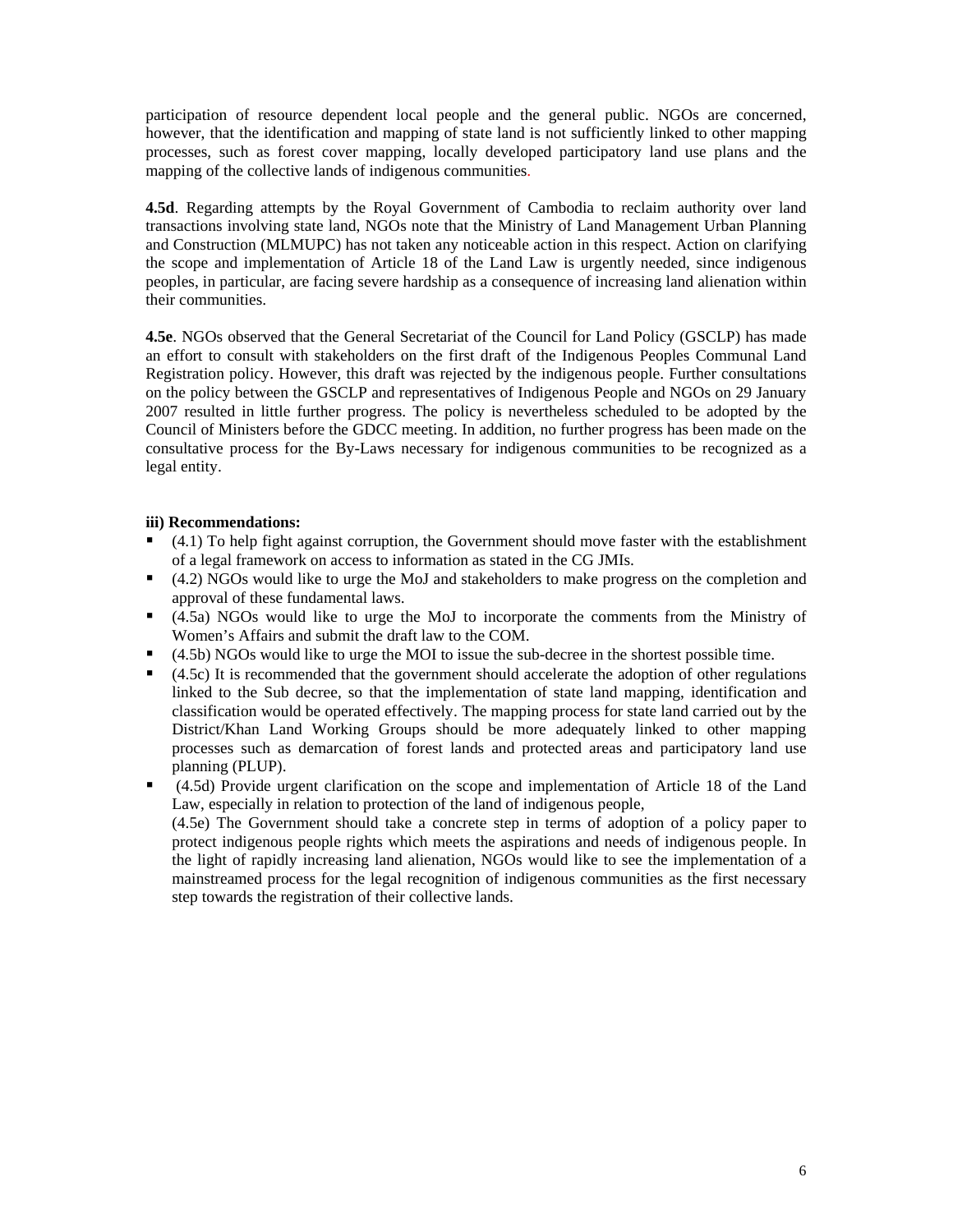participation of resource dependent local people and the general public. NGOs are concerned, however, that the identification and mapping of state land is not sufficiently linked to other mapping processes, such as forest cover mapping, locally developed participatory land use plans and the mapping of the collective lands of indigenous communities.

**4.5d**. Regarding attempts by the Royal Government of Cambodia to reclaim authority over land transactions involving state land, NGOs note that the Ministry of Land Management Urban Planning and Construction (MLMUPC) has not taken any noticeable action in this respect. Action on clarifying the scope and implementation of Article 18 of the Land Law is urgently needed, since indigenous peoples, in particular, are facing severe hardship as a consequence of increasing land alienation within their communities.

**4.5e**. NGOs observed that the General Secretariat of the Council for Land Policy (GSCLP) has made an effort to consult with stakeholders on the first draft of the Indigenous Peoples Communal Land Registration policy. However, this draft was rejected by the indigenous people. Further consultations on the policy between the GSCLP and representatives of Indigenous People and NGOs on 29 January 2007 resulted in little further progress. The policy is nevertheless scheduled to be adopted by the Council of Ministers before the GDCC meeting. In addition, no further progress has been made on the consultative process for the By-Laws necessary for indigenous communities to be recognized as a legal entity.

**iii) Recommendations:**

- (4.1) To help fight against corruption, the Government should move faster with the establishment of a legal framework on access to information as stated in the CG JMIs.
- (4.2) NGOs would like to urge the MoJ and stakeholders to make progress on the completion and approval of these fundamental laws.
- (4.5a) NGOs would like to urge the MoJ to incorporate the comments from the Ministry of Women's Affairs and submit the draft law to the COM.
- (4.5b) NGOs would like to urge the MOI to issue the sub-decree in the shortest possible time.
- (4.5c) It is recommended that the government should accelerate the adoption of other regulations linked to the Sub decree, so that the implementation of state land mapping, identification and classification would be operated effectively. The mapping process for state land carried out by the District/Khan Land Working Groups should be more adequately linked to other mapping processes such as demarcation of forest lands and protected areas and participatory land use planning (PLUP).
- (4.5d) Provide urgent clarification on the scope and implementation of Article 18 of the Land Law, especially in relation to protection of the land of indigenous people,

  (4.5e) The Government should take a concrete step in terms of adoption of a policy paper to protect indigenous people rights which meets the aspirations and needs of indigenous people. In the light of rapidly increasing land alienation, NGOs would like to see the implementation of a mainstreamed process for the legal recognition of indigenous communities as the first necessary step towards the registration of their collective lands.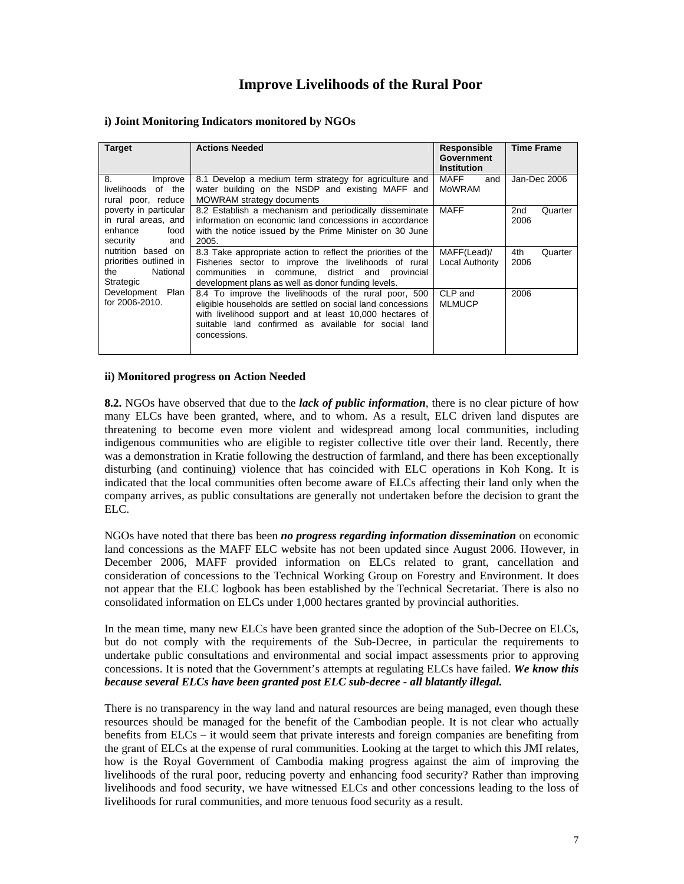# Improve Livelihoods of the Rural Poor

### i) Joint Monitoring Indicators monitored by NGOs

| Target | Actions Needed | Responsible Government Institution | Time Frame |
|---|---|---|---|
| 8. Improve livelihoods of the rural poor, reduce poverty in particular in rural areas, and enhance food security and nutrition based on priorities outlined in the National Strategic Development Plan for 2006-2010. | 8.1 Develop a medium term strategy for agriculture and water building on the NSDP and existing MAFF and MOWRAM strategy documents | MAFF and MoWRAM | Jan-Dec 2006 |
| | 8.2 Establish a mechanism and periodically disseminate information on economic land concessions in accordance with the notice issued by the Prime Minister on 30 June 2005. | MAFF | 2nd Quarter 2006 |
| | 8.3 Take appropriate action to reflect the priorities of the Fisheries sector to improve the livelihoods of rural communities in commune, district and provincial development plans as well as donor funding levels. | MAFF(Lead)/ Local Authority | 4th Quarter 2006 |
| | 8.4 To improve the livelihoods of the rural poor, 500 eligible households are settled on social land concessions with livelihood support and at least 10,000 hectares of suitable land confirmed as available for social land concessions. | CLP and MLMUCP | 2006 |

### ii) Monitored progress on Action Needed

**8.2.** NGOs have observed that due to the ***lack of public information***, there is no clear picture of how many ELCs have been granted, where, and to whom. As a result, ELC driven land disputes are threatening to become even more violent and widespread among local communities, including indigenous communities who are eligible to register collective title over their land. Recently, there was a demonstration in Kratie following the destruction of farmland, and there has been exceptionally disturbing (and continuing) violence that has coincided with ELC operations in Koh Kong. It is indicated that the local communities often become aware of ELCs affecting their land only when the company arrives, as public consultations are generally not undertaken before the decision to grant the ELC.

NGOs have noted that there bas been ***no progress regarding information dissemination*** on economic land concessions as the MAFF ELC website has not been updated since August 2006. However, in December 2006, MAFF provided information on ELCs related to grant, cancellation and consideration of concessions to the Technical Working Group on Forestry and Environment. It does not appear that the ELC logbook has been established by the Technical Secretariat. There is also no consolidated information on ELCs under 1,000 hectares granted by provincial authorities.

In the mean time, many new ELCs have been granted since the adoption of the Sub-Decree on ELCs, but do not comply with the requirements of the Sub-Decree, in particular the requirements to undertake public consultations and environmental and social impact assessments prior to approving concessions. It is noted that the Government's attempts at regulating ELCs have failed. ***We know this because several ELCs have been granted post ELC sub-decree - all blatantly illegal.***

There is no transparency in the way land and natural resources are being managed, even though these resources should be managed for the benefit of the Cambodian people. It is not clear who actually benefits from ELCs – it would seem that private interests and foreign companies are benefiting from the grant of ELCs at the expense of rural communities. Looking at the target to which this JMI relates, how is the Royal Government of Cambodia making progress against the aim of improving the livelihoods of the rural poor, reducing poverty and enhancing food security? Rather than improving livelihoods and food security, we have witnessed ELCs and other concessions leading to the loss of livelihoods for rural communities, and more tenuous food security as a result.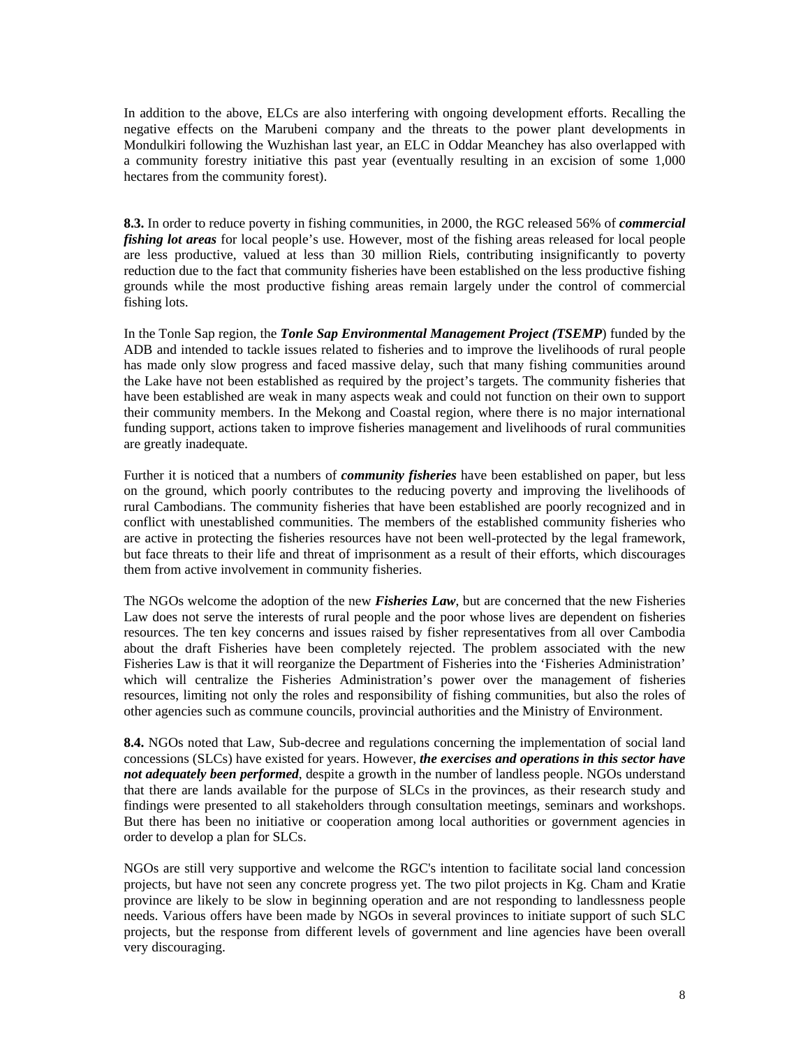In addition to the above, ELCs are also interfering with ongoing development efforts. Recalling the negative effects on the Marubeni company and the threats to the power plant developments in Mondulkiri following the Wuzhishan last year, an ELC in Oddar Meanchey has also overlapped with a community forestry initiative this past year (eventually resulting in an excision of some 1,000 hectares from the community forest).

**8.3.** In order to reduce poverty in fishing communities, in 2000, the RGC released 56% of ***commercial fishing lot areas*** for local people's use. However, most of the fishing areas released for local people are less productive, valued at less than 30 million Riels, contributing insignificantly to poverty reduction due to the fact that community fisheries have been established on the less productive fishing grounds while the most productive fishing areas remain largely under the control of commercial fishing lots.

In the Tonle Sap region, the ***Tonle Sap Environmental Management Project (TSEMP***) funded by the ADB and intended to tackle issues related to fisheries and to improve the livelihoods of rural people has made only slow progress and faced massive delay, such that many fishing communities around the Lake have not been established as required by the project's targets. The community fisheries that have been established are weak in many aspects weak and could not function on their own to support their community members. In the Mekong and Coastal region, where there is no major international funding support, actions taken to improve fisheries management and livelihoods of rural communities are greatly inadequate.

Further it is noticed that a numbers of ***community fisheries*** have been established on paper, but less on the ground, which poorly contributes to the reducing poverty and improving the livelihoods of rural Cambodians. The community fisheries that have been established are poorly recognized and in conflict with unestablished communities. The members of the established community fisheries who are active in protecting the fisheries resources have not been well-protected by the legal framework, but face threats to their life and threat of imprisonment as a result of their efforts, which discourages them from active involvement in community fisheries.

The NGOs welcome the adoption of the new ***Fisheries Law***, but are concerned that the new Fisheries Law does not serve the interests of rural people and the poor whose lives are dependent on fisheries resources. The ten key concerns and issues raised by fisher representatives from all over Cambodia about the draft Fisheries have been completely rejected. The problem associated with the new Fisheries Law is that it will reorganize the Department of Fisheries into the 'Fisheries Administration' which will centralize the Fisheries Administration's power over the management of fisheries resources, limiting not only the roles and responsibility of fishing communities, but also the roles of other agencies such as commune councils, provincial authorities and the Ministry of Environment.

**8.4.** NGOs noted that Law, Sub-decree and regulations concerning the implementation of social land concessions (SLCs) have existed for years. However, ***the exercises and operations in this sector have not adequately been performed***, despite a growth in the number of landless people. NGOs understand that there are lands available for the purpose of SLCs in the provinces, as their research study and findings were presented to all stakeholders through consultation meetings, seminars and workshops. But there has been no initiative or cooperation among local authorities or government agencies in order to develop a plan for SLCs.

NGOs are still very supportive and welcome the RGC's intention to facilitate social land concession projects, but have not seen any concrete progress yet. The two pilot projects in Kg. Cham and Kratie province are likely to be slow in beginning operation and are not responding to landlessness people needs. Various offers have been made by NGOs in several provinces to initiate support of such SLC projects, but the response from different levels of government and line agencies have been overall very discouraging.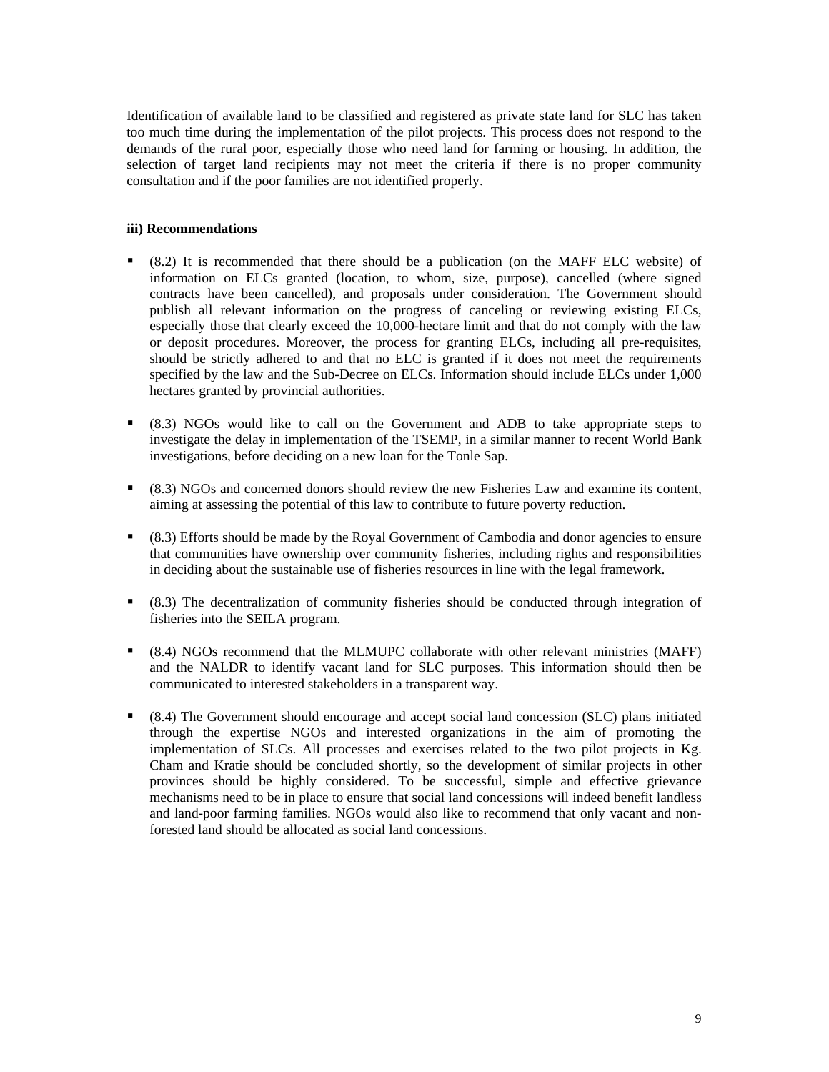Identification of available land to be classified and registered as private state land for SLC has taken too much time during the implementation of the pilot projects. This process does not respond to the demands of the rural poor, especially those who need land for farming or housing. In addition, the selection of target land recipients may not meet the criteria if there is no proper community consultation and if the poor families are not identified properly.

**iii) Recommendations**

- (8.2) It is recommended that there should be a publication (on the MAFF ELC website) of information on ELCs granted (location, to whom, size, purpose), cancelled (where signed contracts have been cancelled), and proposals under consideration. The Government should publish all relevant information on the progress of canceling or reviewing existing ELCs, especially those that clearly exceed the 10,000-hectare limit and that do not comply with the law or deposit procedures. Moreover, the process for granting ELCs, including all pre-requisites, should be strictly adhered to and that no ELC is granted if it does not meet the requirements specified by the law and the Sub-Decree on ELCs. Information should include ELCs under 1,000 hectares granted by provincial authorities.

- (8.3) NGOs would like to call on the Government and ADB to take appropriate steps to investigate the delay in implementation of the TSEMP, in a similar manner to recent World Bank investigations, before deciding on a new loan for the Tonle Sap.

- (8.3) NGOs and concerned donors should review the new Fisheries Law and examine its content, aiming at assessing the potential of this law to contribute to future poverty reduction.

- (8.3) Efforts should be made by the Royal Government of Cambodia and donor agencies to ensure that communities have ownership over community fisheries, including rights and responsibilities in deciding about the sustainable use of fisheries resources in line with the legal framework.

- (8.3) The decentralization of community fisheries should be conducted through integration of fisheries into the SEILA program.

- (8.4) NGOs recommend that the MLMUPC collaborate with other relevant ministries (MAFF) and the NALDR to identify vacant land for SLC purposes. This information should then be communicated to interested stakeholders in a transparent way.

- (8.4) The Government should encourage and accept social land concession (SLC) plans initiated through the expertise NGOs and interested organizations in the aim of promoting the implementation of SLCs. All processes and exercises related to the two pilot projects in Kg. Cham and Kratie should be concluded shortly, so the development of similar projects in other provinces should be highly considered. To be successful, simple and effective grievance mechanisms need to be in place to ensure that social land concessions will indeed benefit landless and land-poor farming families. NGOs would also like to recommend that only vacant and non-forested land should be allocated as social land concessions.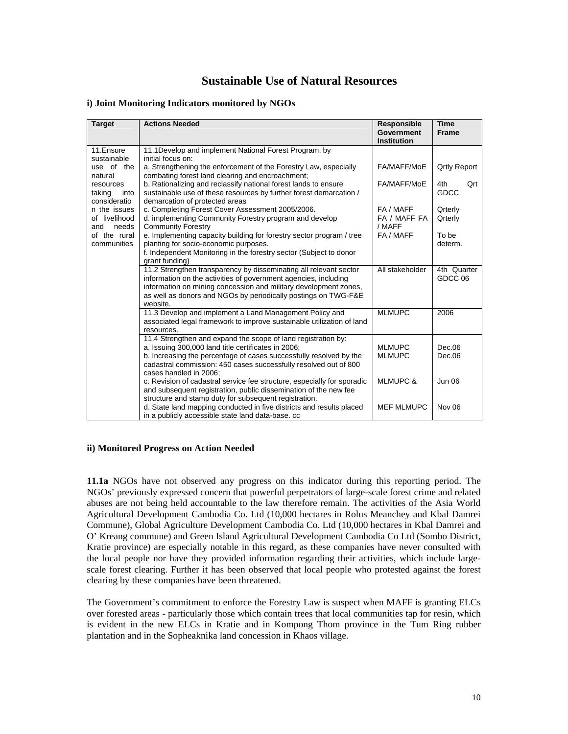# Sustainable Use of Natural Resources

### i) Joint Monitoring Indicators monitored by NGOs

| Target | Actions Needed | Responsible Government Institution | Time Frame |
|---|---|---|---|
| 11.Ensure sustainable use of the natural resources taking into consideration the issues of livelihood and needs of the rural communities | 11.1Develop and implement National Forest Program, by initial focus on: | | |
| | a. Strengthening the enforcement of the Forestry Law, especially combating forest land clearing and encroachment; | FA/MAFF/MoE | Qrtly Report |
| | b. Rationalizing and reclassify national forest lands to ensure sustainable use of these resources by further forest demarcation / demarcation of protected areas | FA/MAFF/MoE | 4th Qrt GDCC |
| | c. Completing Forest Cover Assessment 2005/2006. | FA / MAFF | Qrterly |
| | d. implementing Community Forestry program and develop Community Forestry | FA / MAFF FA / MAFF | Qrterly |
| | e. Implementing capacity building for forestry sector program / tree planting for socio-economic purposes. | FA / MAFF | To be determ. |
| | f. Independent Monitoring in the forestry sector (Subject to donor grant funding) | | |
| | 11.2 Strengthen transparency by disseminating all relevant sector information on the activities of government agencies, including information on mining concession and military development zones, as well as donors and NGOs by periodically postings on TWG-F&E website. | All stakeholder | 4th Quarter GDCC 06 |
| | 11.3 Develop and implement a Land Management Policy and associated legal framework to improve sustainable utilization of land resources. | MLMUPC | 2006 |
| | 11.4 Strengthen and expand the scope of land registration by: | | |
| | a. Issuing 300,000 land title certificates in 2006; | MLMUPC | Dec.06 |
| | b. Increasing the percentage of cases successfully resolved by the cadastral commission: 450 cases successfully resolved out of 800 cases handled in 2006; | MLMUPC | Dec.06 |
| | c. Revision of cadastral service fee structure, especially for sporadic and subsequent registration, public dissemination of the new fee structure and stamp duty for subsequent registration. | MLMUPC & | Jun 06 |
| | d. State land mapping conducted in five districts and results placed in a publicly accessible state land data-base. cc | MEF MLMUPC | Nov 06 |

### ii) Monitored Progress on Action Needed

**11.1a** NGOs have not observed any progress on this indicator during this reporting period. The NGOs' previously expressed concern that powerful perpetrators of large-scale forest crime and related abuses are not being held accountable to the law therefore remain. The activities of the Asia World Agricultural Development Cambodia Co. Ltd (10,000 hectares in Rolus Meanchey and Kbal Damrei Commune), Global Agriculture Development Cambodia Co. Ltd (10,000 hectares in Kbal Damrei and O' Kreang commune) and Green Island Agricultural Development Cambodia Co Ltd (Sombo District, Kratie province) are especially notable in this regard, as these companies have never consulted with the local people nor have they provided information regarding their activities, which include large-scale forest clearing. Further it has been observed that local people who protested against the forest clearing by these companies have been threatened.

The Government's commitment to enforce the Forestry Law is suspect when MAFF is granting ELCs over forested areas - particularly those which contain trees that local communities tap for resin, which is evident in the new ELCs in Kratie and in Kompong Thom province in the Tum Ring rubber plantation and in the Sopheaknika land concession in Khaos village.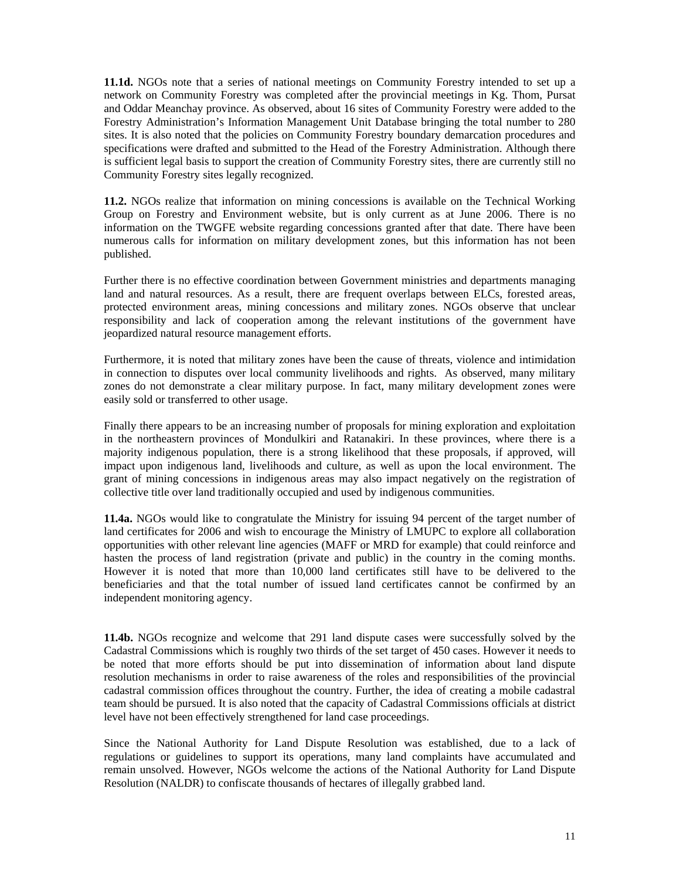**11.1d.** NGOs note that a series of national meetings on Community Forestry intended to set up a network on Community Forestry was completed after the provincial meetings in Kg. Thom, Pursat and Oddar Meanchay province. As observed, about 16 sites of Community Forestry were added to the Forestry Administration's Information Management Unit Database bringing the total number to 280 sites. It is also noted that the policies on Community Forestry boundary demarcation procedures and specifications were drafted and submitted to the Head of the Forestry Administration. Although there is sufficient legal basis to support the creation of Community Forestry sites, there are currently still no Community Forestry sites legally recognized.

**11.2.** NGOs realize that information on mining concessions is available on the Technical Working Group on Forestry and Environment website, but is only current as at June 2006. There is no information on the TWGFE website regarding concessions granted after that date. There have been numerous calls for information on military development zones, but this information has not been published.

Further there is no effective coordination between Government ministries and departments managing land and natural resources. As a result, there are frequent overlaps between ELCs, forested areas, protected environment areas, mining concessions and military zones. NGOs observe that unclear responsibility and lack of cooperation among the relevant institutions of the government have jeopardized natural resource management efforts.

Furthermore, it is noted that military zones have been the cause of threats, violence and intimidation in connection to disputes over local community livelihoods and rights. As observed, many military zones do not demonstrate a clear military purpose. In fact, many military development zones were easily sold or transferred to other usage.

Finally there appears to be an increasing number of proposals for mining exploration and exploitation in the northeastern provinces of Mondulkiri and Ratanakiri. In these provinces, where there is a majority indigenous population, there is a strong likelihood that these proposals, if approved, will impact upon indigenous land, livelihoods and culture, as well as upon the local environment. The grant of mining concessions in indigenous areas may also impact negatively on the registration of collective title over land traditionally occupied and used by indigenous communities.

**11.4a.** NGOs would like to congratulate the Ministry for issuing 94 percent of the target number of land certificates for 2006 and wish to encourage the Ministry of LMUPC to explore all collaboration opportunities with other relevant line agencies (MAFF or MRD for example) that could reinforce and hasten the process of land registration (private and public) in the country in the coming months. However it is noted that more than 10,000 land certificates still have to be delivered to the beneficiaries and that the total number of issued land certificates cannot be confirmed by an independent monitoring agency.

**11.4b.** NGOs recognize and welcome that 291 land dispute cases were successfully solved by the Cadastral Commissions which is roughly two thirds of the set target of 450 cases. However it needs to be noted that more efforts should be put into dissemination of information about land dispute resolution mechanisms in order to raise awareness of the roles and responsibilities of the provincial cadastral commission offices throughout the country. Further, the idea of creating a mobile cadastral team should be pursued. It is also noted that the capacity of Cadastral Commissions officials at district level have not been effectively strengthened for land case proceedings.

Since the National Authority for Land Dispute Resolution was established, due to a lack of regulations or guidelines to support its operations, many land complaints have accumulated and remain unsolved. However, NGOs welcome the actions of the National Authority for Land Dispute Resolution (NALDR) to confiscate thousands of hectares of illegally grabbed land.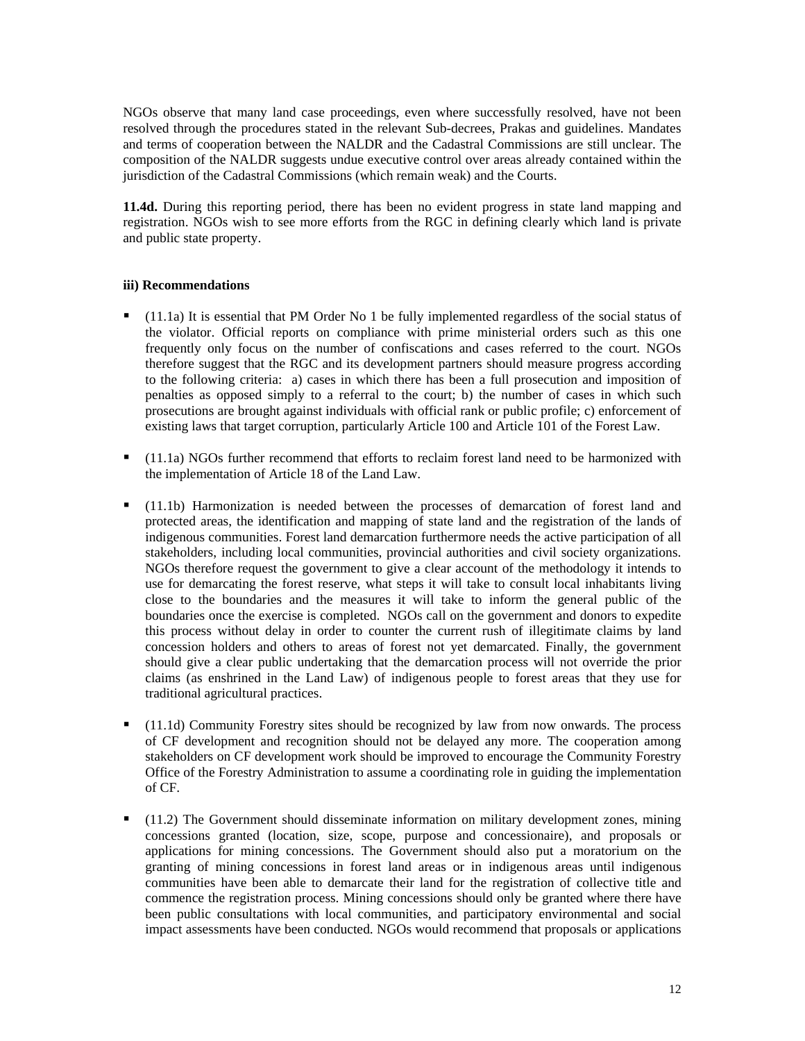NGOs observe that many land case proceedings, even where successfully resolved, have not been resolved through the procedures stated in the relevant Sub-decrees, Prakas and guidelines. Mandates and terms of cooperation between the NALDR and the Cadastral Commissions are still unclear. The composition of the NALDR suggests undue executive control over areas already contained within the jurisdiction of the Cadastral Commissions (which remain weak) and the Courts.

**11.4d.** During this reporting period, there has been no evident progress in state land mapping and registration. NGOs wish to see more efforts from the RGC in defining clearly which land is private and public state property.

**iii) Recommendations**

- (11.1a) It is essential that PM Order No 1 be fully implemented regardless of the social status of the violator. Official reports on compliance with prime ministerial orders such as this one frequently only focus on the number of confiscations and cases referred to the court. NGOs therefore suggest that the RGC and its development partners should measure progress according to the following criteria: a) cases in which there has been a full prosecution and imposition of penalties as opposed simply to a referral to the court; b) the number of cases in which such prosecutions are brought against individuals with official rank or public profile; c) enforcement of existing laws that target corruption, particularly Article 100 and Article 101 of the Forest Law.

- (11.1a) NGOs further recommend that efforts to reclaim forest land need to be harmonized with the implementation of Article 18 of the Land Law.

- (11.1b) Harmonization is needed between the processes of demarcation of forest land and protected areas, the identification and mapping of state land and the registration of the lands of indigenous communities. Forest land demarcation furthermore needs the active participation of all stakeholders, including local communities, provincial authorities and civil society organizations. NGOs therefore request the government to give a clear account of the methodology it intends to use for demarcating the forest reserve, what steps it will take to consult local inhabitants living close to the boundaries and the measures it will take to inform the general public of the boundaries once the exercise is completed. NGOs call on the government and donors to expedite this process without delay in order to counter the current rush of illegitimate claims by land concession holders and others to areas of forest not yet demarcated. Finally, the government should give a clear public undertaking that the demarcation process will not override the prior claims (as enshrined in the Land Law) of indigenous people to forest areas that they use for traditional agricultural practices.

- (11.1d) Community Forestry sites should be recognized by law from now onwards. The process of CF development and recognition should not be delayed any more. The cooperation among stakeholders on CF development work should be improved to encourage the Community Forestry Office of the Forestry Administration to assume a coordinating role in guiding the implementation of CF.

- (11.2) The Government should disseminate information on military development zones, mining concessions granted (location, size, scope, purpose and concessionaire), and proposals or applications for mining concessions. The Government should also put a moratorium on the granting of mining concessions in forest land areas or in indigenous areas until indigenous communities have been able to demarcate their land for the registration of collective title and commence the registration process. Mining concessions should only be granted where there have been public consultations with local communities, and participatory environmental and social impact assessments have been conducted. NGOs would recommend that proposals or applications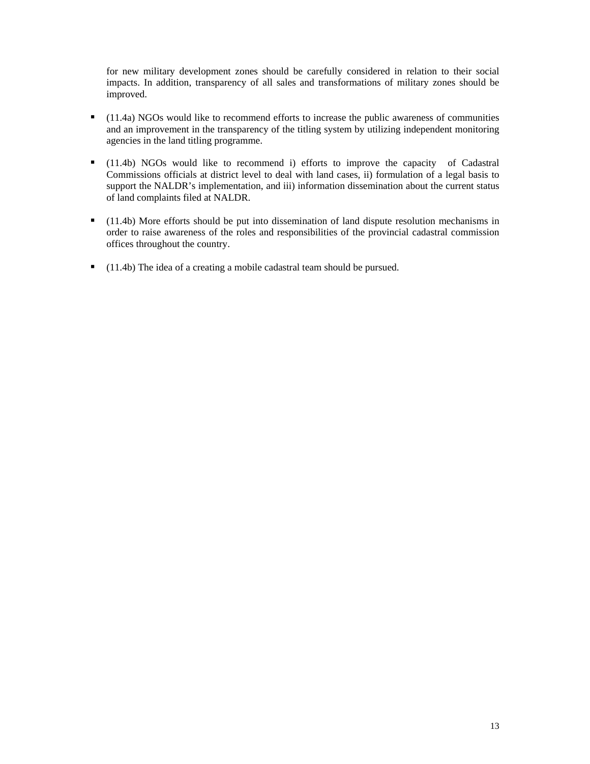for new military development zones should be carefully considered in relation to their social impacts. In addition, transparency of all sales and transformations of military zones should be improved.

- (11.4a) NGOs would like to recommend efforts to increase the public awareness of communities and an improvement in the transparency of the titling system by utilizing independent monitoring agencies in the land titling programme.

- (11.4b) NGOs would like to recommend i) efforts to improve the capacity of Cadastral Commissions officials at district level to deal with land cases, ii) formulation of a legal basis to support the NALDR's implementation, and iii) information dissemination about the current status of land complaints filed at NALDR.

- (11.4b) More efforts should be put into dissemination of land dispute resolution mechanisms in order to raise awareness of the roles and responsibilities of the provincial cadastral commission offices throughout the country.

- (11.4b) The idea of a creating a mobile cadastral team should be pursued.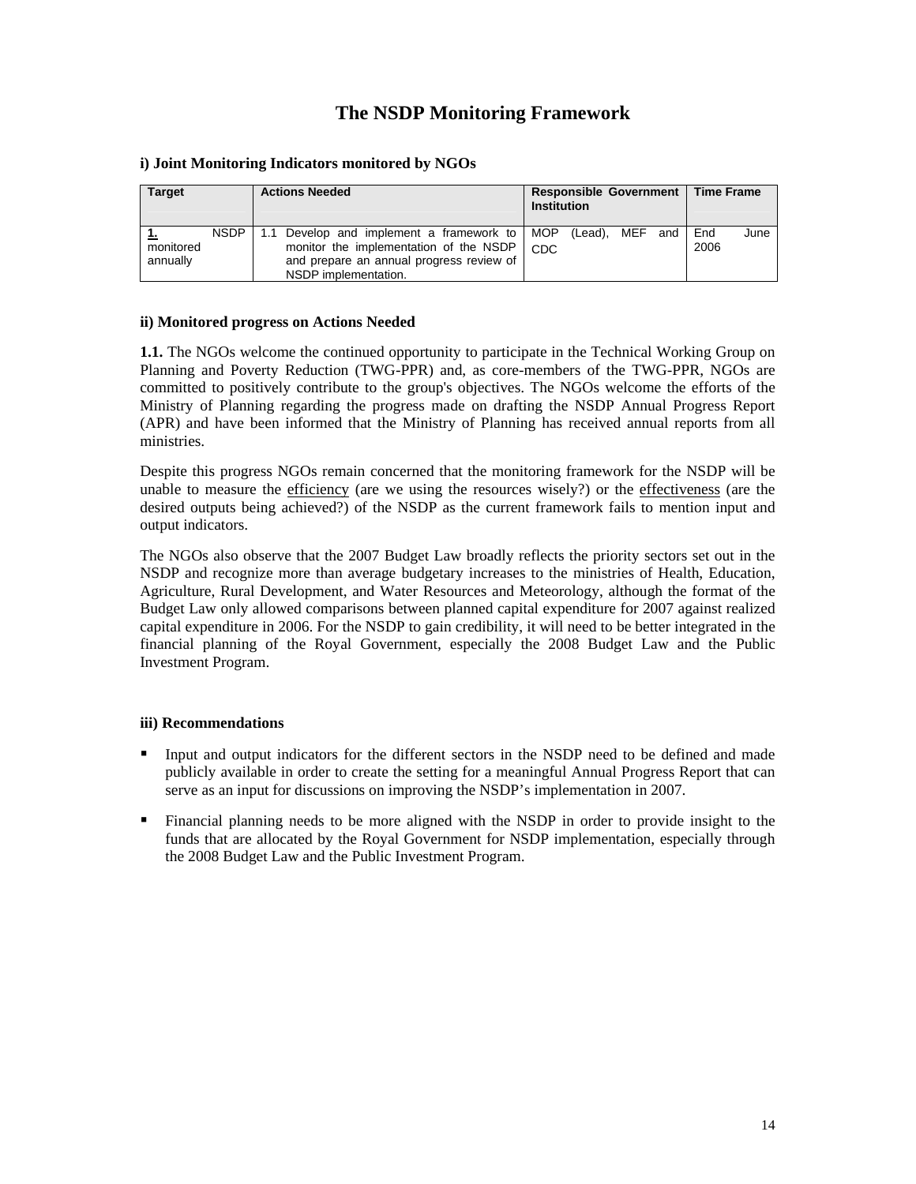# The NSDP Monitoring Framework

**i) Joint Monitoring Indicators monitored by NGOs**

| Target | Actions Needed | Responsible Government Institution | Time Frame |
|---|---|---|---|
| **1.** NSDP monitored annually | 1.1 Develop and implement a framework to monitor the implementation of the NSDP and prepare an annual progress review of NSDP implementation. | MOP (Lead), MEF and CDC | End June 2006 |

**ii) Monitored progress on Actions Needed**

**1.1.** The NGOs welcome the continued opportunity to participate in the Technical Working Group on Planning and Poverty Reduction (TWG-PPR) and, as core-members of the TWG-PPR, NGOs are committed to positively contribute to the group's objectives. The NGOs welcome the efforts of the Ministry of Planning regarding the progress made on drafting the NSDP Annual Progress Report (APR) and have been informed that the Ministry of Planning has received annual reports from all ministries.

Despite this progress NGOs remain concerned that the monitoring framework for the NSDP will be unable to measure the efficiency (are we using the resources wisely?) or the effectiveness (are the desired outputs being achieved?) of the NSDP as the current framework fails to mention input and output indicators.

The NGOs also observe that the 2007 Budget Law broadly reflects the priority sectors set out in the NSDP and recognize more than average budgetary increases to the ministries of Health, Education, Agriculture, Rural Development, and Water Resources and Meteorology, although the format of the Budget Law only allowed comparisons between planned capital expenditure for 2007 against realized capital expenditure in 2006. For the NSDP to gain credibility, it will need to be better integrated in the financial planning of the Royal Government, especially the 2008 Budget Law and the Public Investment Program.

**iii) Recommendations**

- Input and output indicators for the different sectors in the NSDP need to be defined and made publicly available in order to create the setting for a meaningful Annual Progress Report that can serve as an input for discussions on improving the NSDP's implementation in 2007.
- Financial planning needs to be more aligned with the NSDP in order to provide insight to the funds that are allocated by the Royal Government for NSDP implementation, especially through the 2008 Budget Law and the Public Investment Program.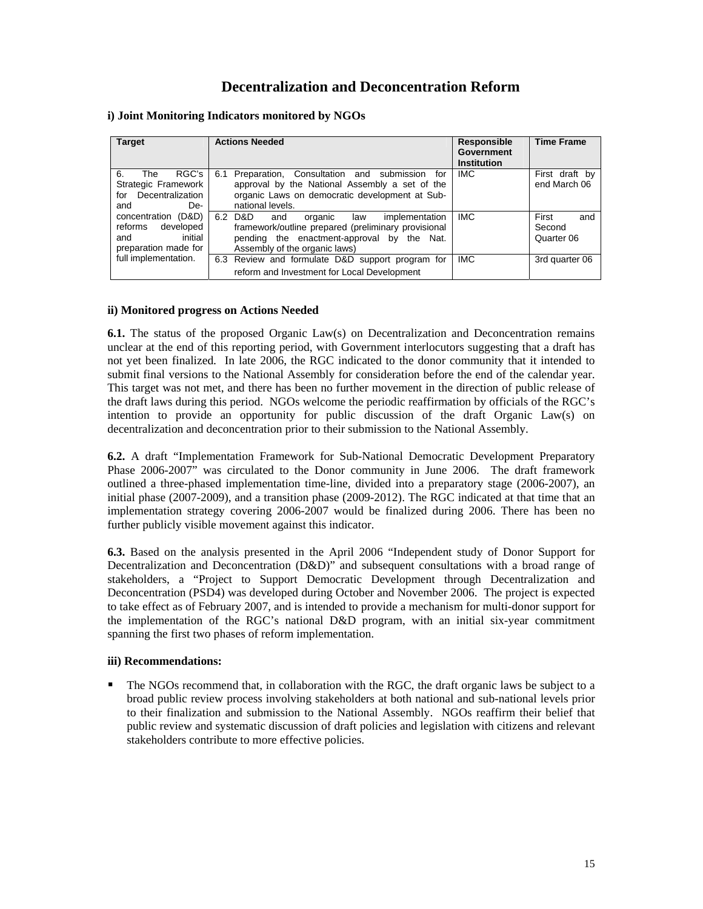# Decentralization and Deconcentration Reform

### i) Joint Monitoring Indicators monitored by NGOs

| Target | Actions Needed | Responsible Government Institution | Time Frame |
|---|---|---|---|
| 6. The RGC's Strategic Framework for Decentralization and De-concentration (D&D) reforms developed and initial preparation made for full implementation. | 6.1 Preparation, Consultation and submission for approval by the National Assembly a set of the organic Laws on democratic development at Sub-national levels. | IMC | First draft by end March 06 |
| | 6.2 D&D and organic law implementation framework/outline prepared (preliminary provisional pending the enactment-approval by the Nat. Assembly of the organic laws) | IMC | First and Second Quarter 06 |
| | 6.3 Review and formulate D&D support program for reform and Investment for Local Development | IMC | 3rd quarter 06 |

### ii) Monitored progress on Actions Needed

**6.1.** The status of the proposed Organic Law(s) on Decentralization and Deconcentration remains unclear at the end of this reporting period, with Government interlocutors suggesting that a draft has not yet been finalized. In late 2006, the RGC indicated to the donor community that it intended to submit final versions to the National Assembly for consideration before the end of the calendar year. This target was not met, and there has been no further movement in the direction of public release of the draft laws during this period. NGOs welcome the periodic reaffirmation by officials of the RGC's intention to provide an opportunity for public discussion of the draft Organic Law(s) on decentralization and deconcentration prior to their submission to the National Assembly.

**6.2.** A draft "Implementation Framework for Sub-National Democratic Development Preparatory Phase 2006-2007" was circulated to the Donor community in June 2006. The draft framework outlined a three-phased implementation time-line, divided into a preparatory stage (2006-2007), an initial phase (2007-2009), and a transition phase (2009-2012). The RGC indicated at that time that an implementation strategy covering 2006-2007 would be finalized during 2006. There has been no further publicly visible movement against this indicator.

**6.3.** Based on the analysis presented in the April 2006 "Independent study of Donor Support for Decentralization and Deconcentration (D&D)" and subsequent consultations with a broad range of stakeholders, a "Project to Support Democratic Development through Decentralization and Deconcentration (PSD4) was developed during October and November 2006. The project is expected to take effect as of February 2007, and is intended to provide a mechanism for multi-donor support for the implementation of the RGC's national D&D program, with an initial six-year commitment spanning the first two phases of reform implementation.

### iii) Recommendations:

- The NGOs recommend that, in collaboration with the RGC, the draft organic laws be subject to a broad public review process involving stakeholders at both national and sub-national levels prior to their finalization and submission to the National Assembly. NGOs reaffirm their belief that public review and systematic discussion of draft policies and legislation with citizens and relevant stakeholders contribute to more effective policies.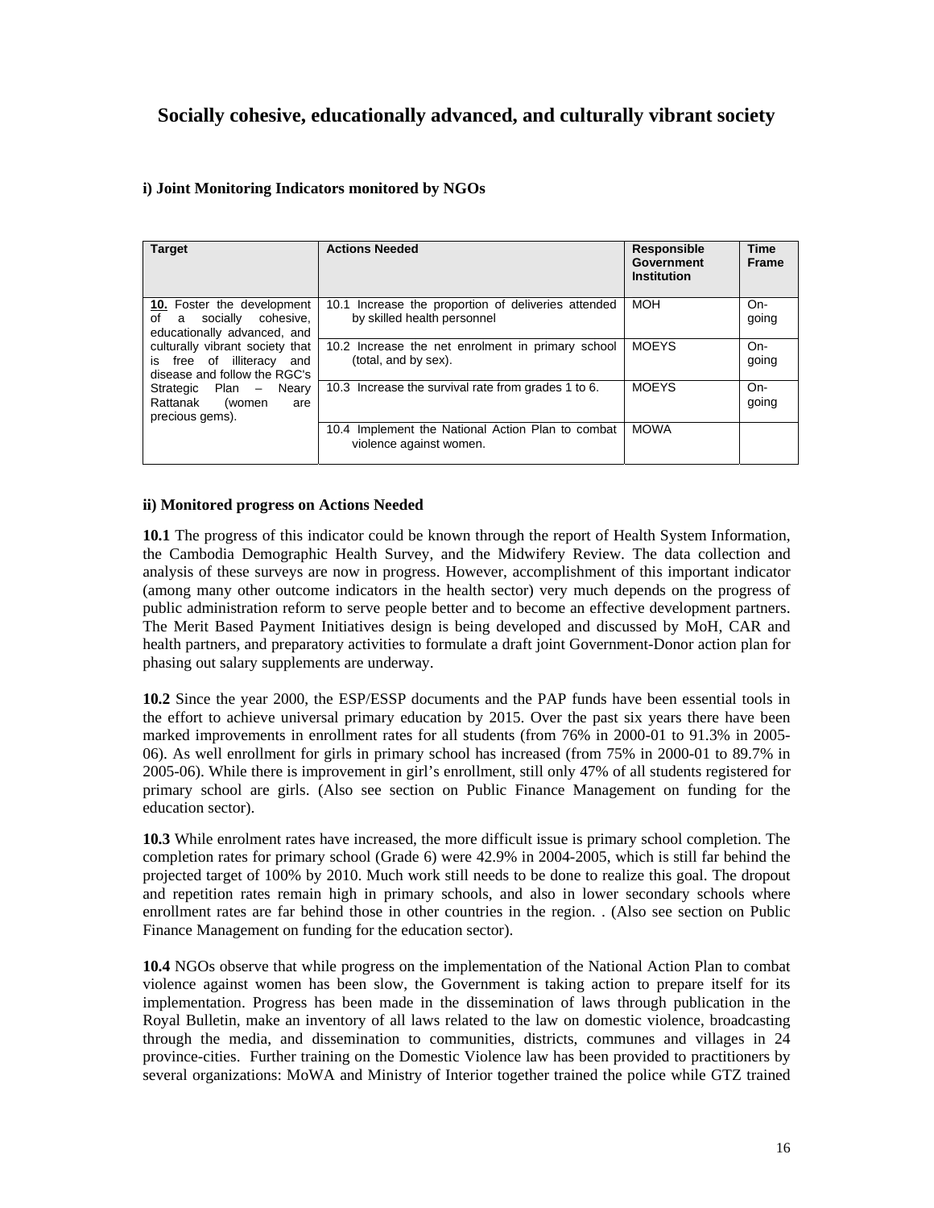# Socially cohesive, educationally advanced, and culturally vibrant society

### i) Joint Monitoring Indicators monitored by NGOs

| Target | Actions Needed | Responsible Government Institution | Time Frame |
|---|---|---|---|
| **10.** Foster the development of a socially cohesive, educationally advanced, and culturally vibrant society that is free of illiteracy and disease and follow the RGC's Strategic Plan – Neary Rattanak (women are precious gems). | 10.1 Increase the proportion of deliveries attended by skilled health personnel | MOH | On-going |
| | 10.2 Increase the net enrolment in primary school (total, and by sex). | MOEYS | On-going |
| | 10.3 Increase the survival rate from grades 1 to 6. | MOEYS | On-going |
| | 10.4 Implement the National Action Plan to combat violence against women. | MOWA | |

### ii) Monitored progress on Actions Needed

**10.1** The progress of this indicator could be known through the report of Health System Information, the Cambodia Demographic Health Survey, and the Midwifery Review. The data collection and analysis of these surveys are now in progress. However, accomplishment of this important indicator (among many other outcome indicators in the health sector) very much depends on the progress of public administration reform to serve people better and to become an effective development partners. The Merit Based Payment Initiatives design is being developed and discussed by MoH, CAR and health partners, and preparatory activities to formulate a draft joint Government-Donor action plan for phasing out salary supplements are underway.

**10.2** Since the year 2000, the ESP/ESSP documents and the PAP funds have been essential tools in the effort to achieve universal primary education by 2015. Over the past six years there have been marked improvements in enrollment rates for all students (from 76% in 2000-01 to 91.3% in 2005-06). As well enrollment for girls in primary school has increased (from 75% in 2000-01 to 89.7% in 2005-06). While there is improvement in girl's enrollment, still only 47% of all students registered for primary school are girls. (Also see section on Public Finance Management on funding for the education sector).

**10.3** While enrolment rates have increased, the more difficult issue is primary school completion. The completion rates for primary school (Grade 6) were 42.9% in 2004-2005, which is still far behind the projected target of 100% by 2010. Much work still needs to be done to realize this goal. The dropout and repetition rates remain high in primary schools, and also in lower secondary schools where enrollment rates are far behind those in other countries in the region. . (Also see section on Public Finance Management on funding for the education sector).

**10.4** NGOs observe that while progress on the implementation of the National Action Plan to combat violence against women has been slow, the Government is taking action to prepare itself for its implementation. Progress has been made in the dissemination of laws through publication in the Royal Bulletin, make an inventory of all laws related to the law on domestic violence, broadcasting through the media, and dissemination to communities, districts, communes and villages in 24 province-cities. Further training on the Domestic Violence law has been provided to practitioners by several organizations: MoWA and Ministry of Interior together trained the police while GTZ trained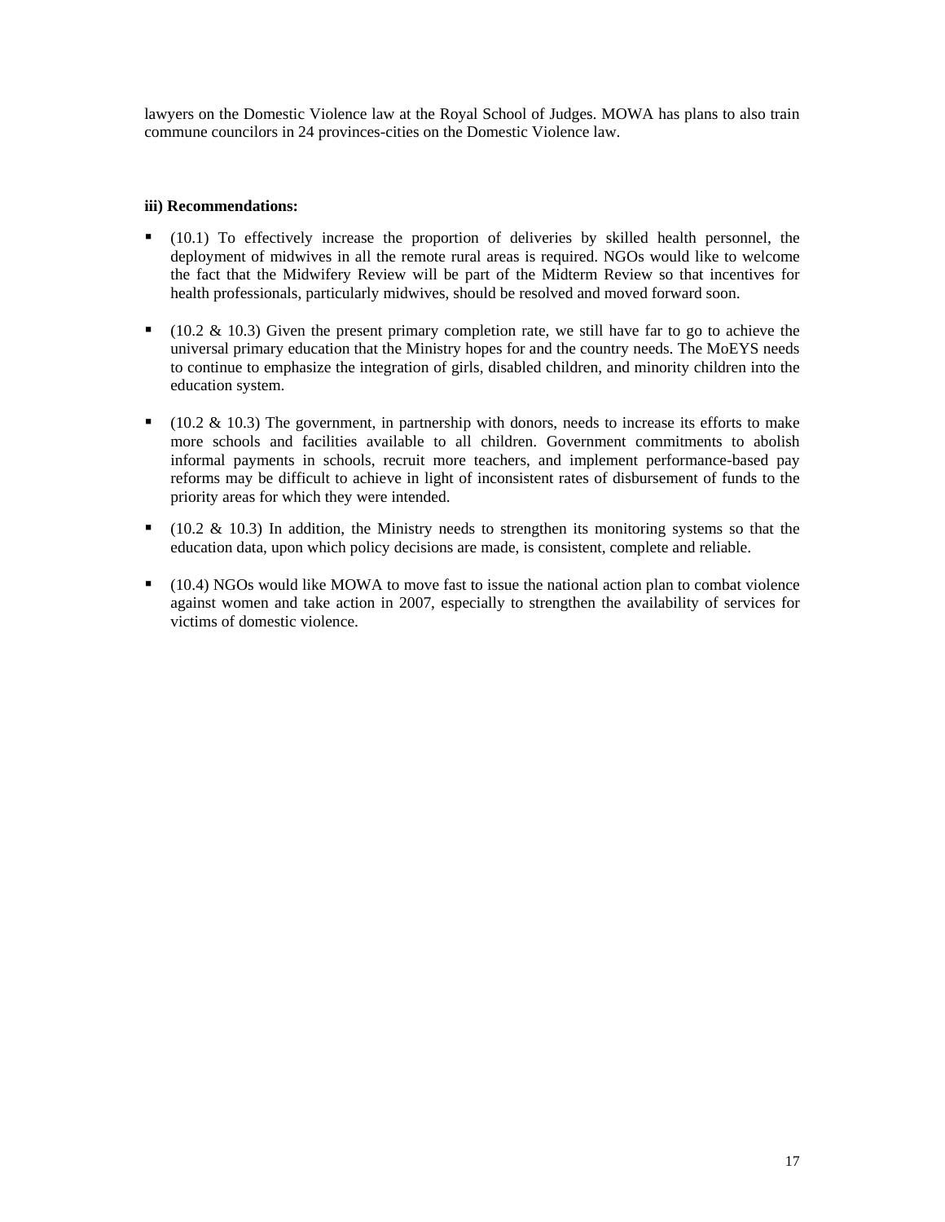lawyers on the Domestic Violence law at the Royal School of Judges. MOWA has plans to also train commune councilors in 24 provinces-cities on the Domestic Violence law.

**iii) Recommendations:**

- (10.1) To effectively increase the proportion of deliveries by skilled health personnel, the deployment of midwives in all the remote rural areas is required. NGOs would like to welcome the fact that the Midwifery Review will be part of the Midterm Review so that incentives for health professionals, particularly midwives, should be resolved and moved forward soon.

- (10.2 & 10.3) Given the present primary completion rate, we still have far to go to achieve the universal primary education that the Ministry hopes for and the country needs. The MoEYS needs to continue to emphasize the integration of girls, disabled children, and minority children into the education system.

- (10.2 & 10.3) The government, in partnership with donors, needs to increase its efforts to make more schools and facilities available to all children. Government commitments to abolish informal payments in schools, recruit more teachers, and implement performance-based pay reforms may be difficult to achieve in light of inconsistent rates of disbursement of funds to the priority areas for which they were intended.

- (10.2 & 10.3) In addition, the Ministry needs to strengthen its monitoring systems so that the education data, upon which policy decisions are made, is consistent, complete and reliable.

- (10.4) NGOs would like MOWA to move fast to issue the national action plan to combat violence against women and take action in 2007, especially to strengthen the availability of services for victims of domestic violence.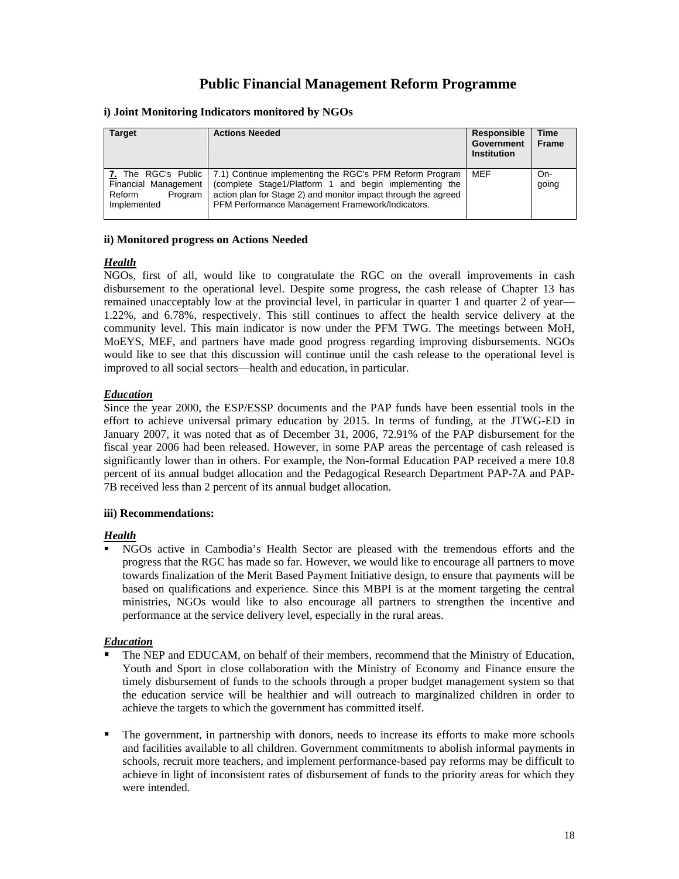# Public Financial Management Reform Programme

**i) Joint Monitoring Indicators monitored by NGOs**

| Target | Actions Needed | Responsible Government Institution | Time Frame |
|---|---|---|---|
| **7.** The RGC's Public Financial Management Reform Program Implemented | 7.1) Continue implementing the RGC's PFM Reform Program (complete Stage1/Platform 1 and begin implementing the action plan for Stage 2) and monitor impact through the agreed PFM Performance Management Framework/Indicators. | MEF | On-going |

**ii) Monitored progress on Actions Needed**

***Health***

NGOs, first of all, would like to congratulate the RGC on the overall improvements in cash disbursement to the operational level. Despite some progress, the cash release of Chapter 13 has remained unacceptably low at the provincial level, in particular in quarter 1 and quarter 2 of year—1.22%, and 6.78%, respectively. This still continues to affect the health service delivery at the community level. This main indicator is now under the PFM TWG. The meetings between MoH, MoEYS, MEF, and partners have made good progress regarding improving disbursements. NGOs would like to see that this discussion will continue until the cash release to the operational level is improved to all social sectors—health and education, in particular.

***Education***

Since the year 2000, the ESP/ESSP documents and the PAP funds have been essential tools in the effort to achieve universal primary education by 2015. In terms of funding, at the JTWG-ED in January 2007, it was noted that as of December 31, 2006, 72.91% of the PAP disbursement for the fiscal year 2006 had been released. However, in some PAP areas the percentage of cash released is significantly lower than in others. For example, the Non-formal Education PAP received a mere 10.8 percent of its annual budget allocation and the Pedagogical Research Department PAP-7A and PAP-7B received less than 2 percent of its annual budget allocation.

**iii) Recommendations:**

***Health***

- NGOs active in Cambodia's Health Sector are pleased with the tremendous efforts and the progress that the RGC has made so far. However, we would like to encourage all partners to move towards finalization of the Merit Based Payment Initiative design, to ensure that payments will be based on qualifications and experience. Since this MBPI is at the moment targeting the central ministries, NGOs would like to also encourage all partners to strengthen the incentive and performance at the service delivery level, especially in the rural areas.

***Education***

- The NEP and EDUCAM, on behalf of their members, recommend that the Ministry of Education, Youth and Sport in close collaboration with the Ministry of Economy and Finance ensure the timely disbursement of funds to the schools through a proper budget management system so that the education service will be healthier and will outreach to marginalized children in order to achieve the targets to which the government has committed itself.

- The government, in partnership with donors, needs to increase its efforts to make more schools and facilities available to all children. Government commitments to abolish informal payments in schools, recruit more teachers, and implement performance-based pay reforms may be difficult to achieve in light of inconsistent rates of disbursement of funds to the priority areas for which they were intended.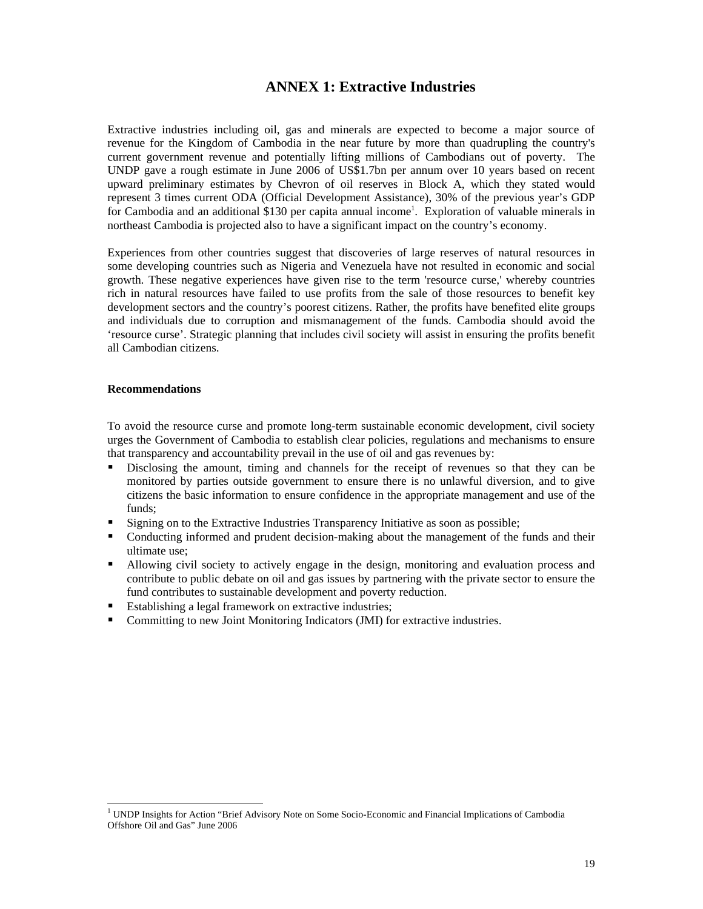# ANNEX 1: Extractive Industries

Extractive industries including oil, gas and minerals are expected to become a major source of revenue for the Kingdom of Cambodia in the near future by more than quadrupling the country's current government revenue and potentially lifting millions of Cambodians out of poverty. The UNDP gave a rough estimate in June 2006 of US$1.7bn per annum over 10 years based on recent upward preliminary estimates by Chevron of oil reserves in Block A, which they stated would represent 3 times current ODA (Official Development Assistance), 30% of the previous year's GDP for Cambodia and an additional $130 per capita annual income[1]. Exploration of valuable minerals in northeast Cambodia is projected also to have a significant impact on the country's economy.

Experiences from other countries suggest that discoveries of large reserves of natural resources in some developing countries such as Nigeria and Venezuela have not resulted in economic and social growth. These negative experiences have given rise to the term 'resource curse,' whereby countries rich in natural resources have failed to use profits from the sale of those resources to benefit key development sectors and the country's poorest citizens. Rather, the profits have benefited elite groups and individuals due to corruption and mismanagement of the funds. Cambodia should avoid the 'resource curse'. Strategic planning that includes civil society will assist in ensuring the profits benefit all Cambodian citizens.

**Recommendations**

To avoid the resource curse and promote long-term sustainable economic development, civil society urges the Government of Cambodia to establish clear policies, regulations and mechanisms to ensure that transparency and accountability prevail in the use of oil and gas revenues by:

- Disclosing the amount, timing and channels for the receipt of revenues so that they can be monitored by parties outside government to ensure there is no unlawful diversion, and to give citizens the basic information to ensure confidence in the appropriate management and use of the funds;
- Signing on to the Extractive Industries Transparency Initiative as soon as possible;
- Conducting informed and prudent decision-making about the management of the funds and their ultimate use;
- Allowing civil society to actively engage in the design, monitoring and evaluation process and contribute to public debate on oil and gas issues by partnering with the private sector to ensure the fund contributes to sustainable development and poverty reduction.
- Establishing a legal framework on extractive industries;
- Committing to new Joint Monitoring Indicators (JMI) for extractive industries.

[1] UNDP Insights for Action "Brief Advisory Note on Some Socio-Economic and Financial Implications of Cambodia Offshore Oil and Gas" June 2006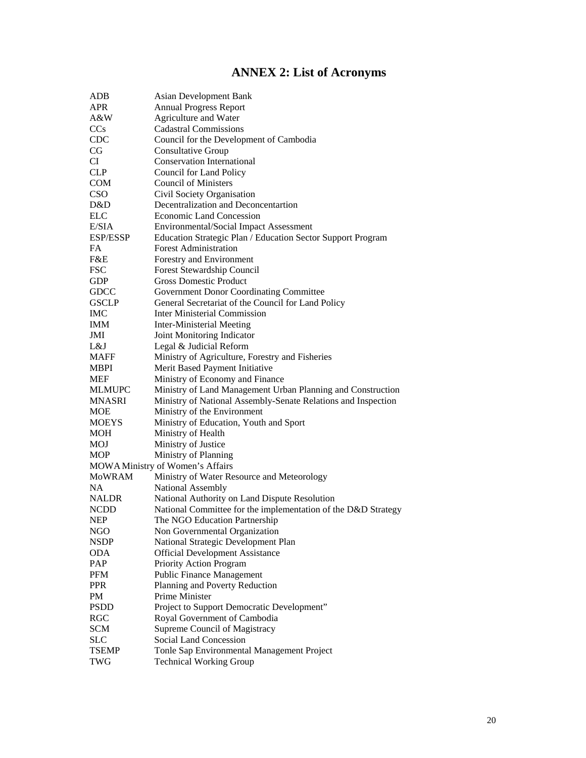# ANNEX 2: List of Acronyms

| | |
|---|---|
| ADB | Asian Development Bank |
| APR | Annual Progress Report |
| A&W | Agriculture and Water |
| CCs | Cadastral Commissions |
| CDC | Council for the Development of Cambodia |
| CG | Consultative Group |
| CI | Conservation International |
| CLP | Council for Land Policy |
| COM | Council of Ministers |
| CSO | Civil Society Organisation |
| D&D | Decentralization and Deconcentartion |
| ELC | Economic Land Concession |
| E/SIA | Environmental/Social Impact Assessment |
| ESP/ESSP | Education Strategic Plan / Education Sector Support Program |
| FA | Forest Administration |
| F&E | Forestry and Environment |
| FSC | Forest Stewardship Council |
| GDP | Gross Domestic Product |
| GDCC | Government Donor Coordinating Committee |
| GSCLP | General Secretariat of the Council for Land Policy |
| IMC | Inter Ministerial Commission |
| IMM | Inter-Ministerial Meeting |
| JMI | Joint Monitoring Indicator |
| L&J | Legal & Judicial Reform |
| MAFF | Ministry of Agriculture, Forestry and Fisheries |
| MBPI | Merit Based Payment Initiative |
| MEF | Ministry of Economy and Finance |
| MLMUPC | Ministry of Land Management Urban Planning and Construction |
| MNASRI | Ministry of National Assembly-Senate Relations and Inspection |
| MOE | Ministry of the Environment |
| MOEYS | Ministry of Education, Youth and Sport |
| MOH | Ministry of Health |
| MOJ | Ministry of Justice |
| MOP | Ministry of Planning |
| MOWA | Ministry of Women's Affairs |
| MoWRAM | Ministry of Water Resource and Meteorology |
| NA | National Assembly |
| NALDR | National Authority on Land Dispute Resolution |
| NCDD | National Committee for the implementation of the D&D Strategy |
| NEP | The NGO Education Partnership |
| NGO | Non Governmental Organization |
| NSDP | National Strategic Development Plan |
| ODA | Official Development Assistance |
| PAP | Priority Action Program |
| PFM | Public Finance Management |
| PPR | Planning and Poverty Reduction |
| PM | Prime Minister |
| PSDD | Project to Support Democratic Development" |
| RGC | Royal Government of Cambodia |
| SCM | Supreme Council of Magistracy |
| SLC | Social Land Concession |
| TSEMP | Tonle Sap Environmental Management Project |
| TWG | Technical Working Group |